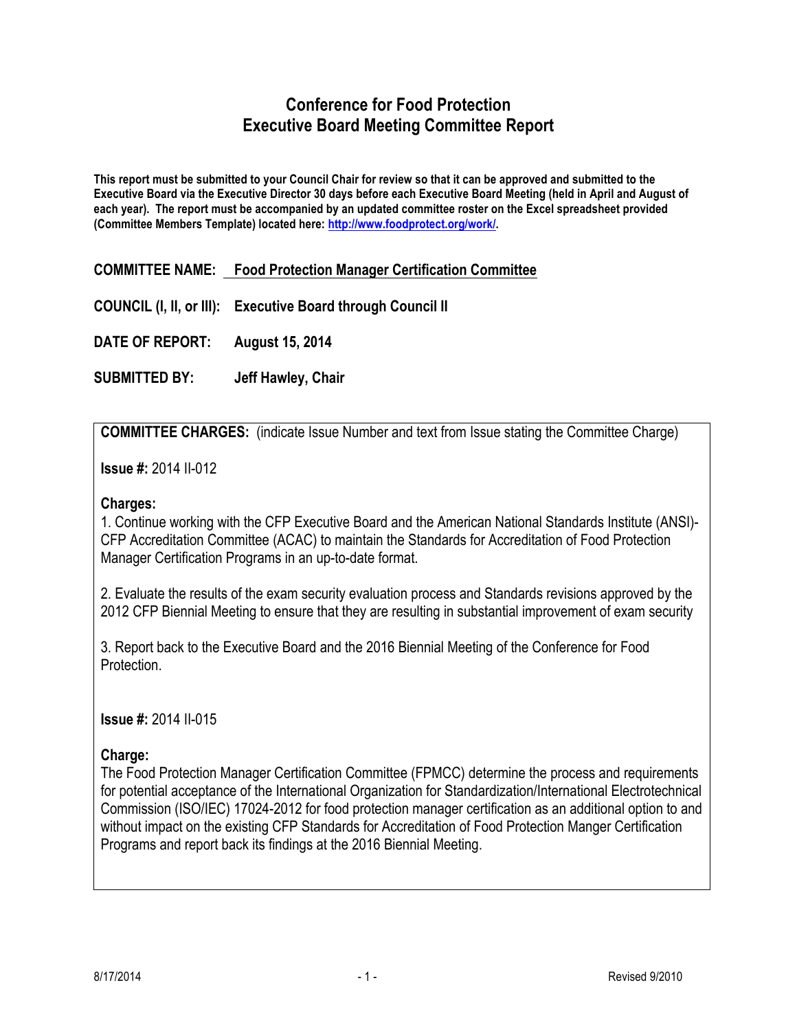# Conference for Food Protection
# Executive Board Meeting Committee Report

**This report must be submitted to your Council Chair for review so that it can be approved and submitted to the Executive Board via the Executive Director 30 days before each Executive Board Meeting (held in April and August of each year). The report must be accompanied by an updated committee roster on the Excel spreadsheet provided (Committee Members Template) located here: http://www.foodprotect.org/work/.**

**COMMITTEE NAME:** **Food Protection Manager Certification Committee**

**COUNCIL (I, II, or III):** **Executive Board through Council II**

**DATE OF REPORT:** **August 15, 2014**

**SUBMITTED BY:** **Jeff Hawley, Chair**

**COMMITTEE CHARGES:** (indicate Issue Number and text from Issue stating the Committee Charge)

**Issue #:** 2014 II-012

**Charges:**

1. Continue working with the CFP Executive Board and the American National Standards Institute (ANSI)-CFP Accreditation Committee (ACAC) to maintain the Standards for Accreditation of Food Protection Manager Certification Programs in an up-to-date format.

2. Evaluate the results of the exam security evaluation process and Standards revisions approved by the 2012 CFP Biennial Meeting to ensure that they are resulting in substantial improvement of exam security

3. Report back to the Executive Board and the 2016 Biennial Meeting of the Conference for Food Protection.

**Issue #:** 2014 II-015

**Charge:**

The Food Protection Manager Certification Committee (FPMCC) determine the process and requirements for potential acceptance of the International Organization for Standardization/International Electrotechnical Commission (ISO/IEC) 17024-2012 for food protection manager certification as an additional option to and without impact on the existing CFP Standards for Accreditation of Food Protection Manger Certification Programs and report back its findings at the 2016 Biennial Meeting.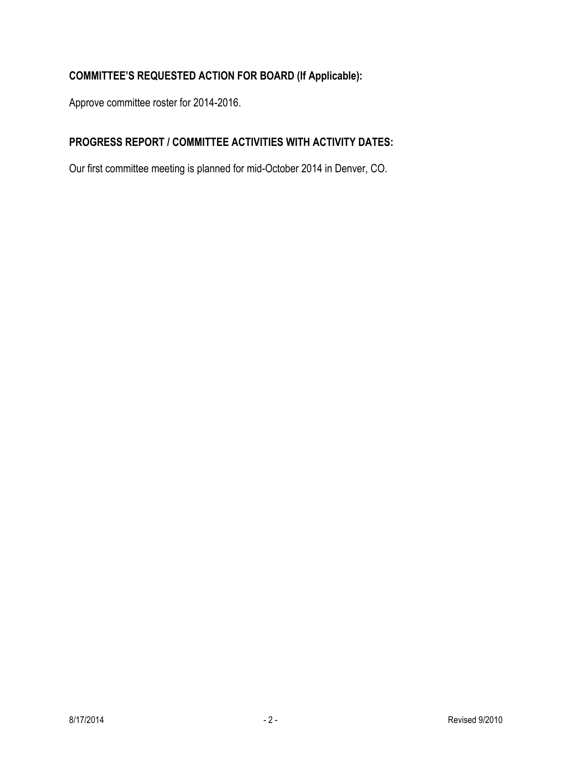**COMMITTEE'S REQUESTED ACTION FOR BOARD (If Applicable):**

Approve committee roster for 2014-2016.

**PROGRESS REPORT / COMMITTEE ACTIVITIES WITH ACTIVITY DATES:**

Our first committee meeting is planned for mid-October 2014 in Denver, CO.